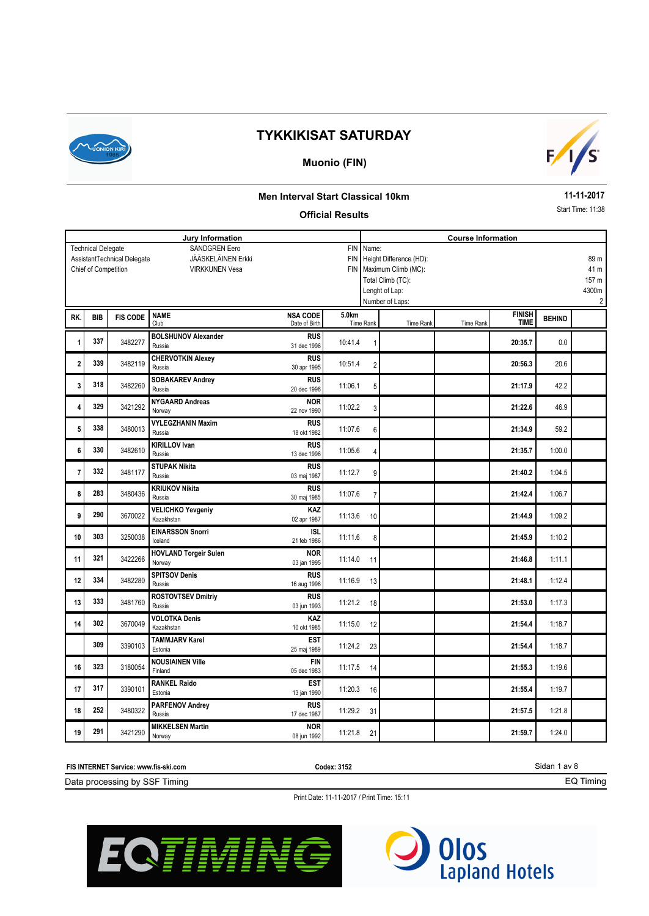# TYKKIKISAT SATURDAY

## Muonio (FIN)

### Men Interval Start Classical 10km

**11-11-2017**

### Official Results

Start Time: 11:38

| Jury Information | | | Course Information | |
|---|---|---|---|---|
| Technical Delegate | SANDGREN Eero | FIN | Name: | |
| AssistantTechnical Delegate | JÄÄSKELÄINEN Erkki | FIN | Height Difference (HD): | 89 m |
| Chief of Competition | VIRKKUNEN Vesa | FIN | Maximum Climb (MC): | 41 m |
| | | | Total Climb (TC): | 157 m |
| | | | Lenght of Lap: | 4300m |
| | | | Number of Laps: | 2 |

| RK. | BIB | FIS CODE | NAME / Club | NSA CODE / Date of Birth | 5.0km Time | Rank | Time | Rank | Time | Rank | FINISH TIME | BEHIND |
|---|---|---|---|---|---|---|---|---|---|---|---|---|
| 1 | 337 | 3482277 | **BOLSHUNOV Alexander** Russia | **RUS** 31 dec 1996 | 10:41.4 | 1 | | | | | **20:35.7** | 0.0 |
| 2 | 339 | 3482119 | **CHERVOTKIN Alexey** Russia | **RUS** 30 apr 1995 | 10:51.4 | 2 | | | | | **20:56.3** | 20.6 |
| 3 | 318 | 3482260 | **SOBAKAREV Andrey** Russia | **RUS** 20 dec 1996 | 11:06.1 | 5 | | | | | **21:17.9** | 42.2 |
| 4 | 329 | 3421292 | **NYGAARD Andreas** Norway | **NOR** 22 nov 1990 | 11:02.2 | 3 | | | | | **21:22.6** | 46.9 |
| 5 | 338 | 3480013 | **VYLEGZHANIN Maxim** Russia | **RUS** 18 okt 1982 | 11:07.6 | 6 | | | | | **21:34.9** | 59.2 |
| 6 | 330 | 3482610 | **KIRILLOV Ivan** Russia | **RUS** 13 dec 1996 | 11:05.6 | 4 | | | | | **21:35.7** | 1:00.0 |
| 7 | 332 | 3481177 | **STUPAK Nikita** Russia | **RUS** 03 maj 1987 | 11:12.7 | 9 | | | | | **21:40.2** | 1:04.5 |
| 8 | 283 | 3480436 | **KRIUKOV Nikita** Russia | **RUS** 30 maj 1985 | 11:07.6 | 7 | | | | | **21:42.4** | 1:06.7 |
| 9 | 290 | 3670022 | **VELICHKO Yevgeniy** Kazakhstan | **KAZ** 02 apr 1987 | 11:13.6 | 10 | | | | | **21:44.9** | 1:09.2 |
| 10 | 303 | 3250038 | **EINARSSON Snorri** Iceland | **ISL** 21 feb 1986 | 11:11.6 | 8 | | | | | **21:45.9** | 1:10.2 |
| 11 | 321 | 3422266 | **HOVLAND Torgeir Sulen** Norway | **NOR** 03 jan 1995 | 11:14.0 | 11 | | | | | **21:46.8** | 1:11.1 |
| 12 | 334 | 3482280 | **SPITSOV Denis** Russia | **RUS** 16 aug 1996 | 11:16.9 | 13 | | | | | **21:48.1** | 1:12.4 |
| 13 | 333 | 3481760 | **ROSTOVTSEV Dmitriy** Russia | **RUS** 03 jun 1993 | 11:21.2 | 18 | | | | | **21:53.0** | 1:17.3 |
| 14 | 302 | 3670049 | **VOLOTKA Denis** Kazakhstan | **KAZ** 10 okt 1985 | 11:15.0 | 12 | | | | | **21:54.4** | 1:18.7 |
| | 309 | 3390103 | **TAMMJARV Karel** Estonia | **EST** 25 maj 1989 | 11:24.2 | 23 | | | | | **21:54.4** | 1:18.7 |
| 16 | 323 | 3180054 | **NOUSIAINEN Ville** Finland | **FIN** 05 dec 1983 | 11:17.5 | 14 | | | | | **21:55.3** | 1:19.6 |
| 17 | 317 | 3390101 | **RANKEL Raido** Estonia | **EST** 13 jan 1990 | 11:20.3 | 16 | | | | | **21:55.4** | 1:19.7 |
| 18 | 252 | 3480322 | **PARFENOV Andrey** Russia | **RUS** 17 dec 1987 | 11:29.2 | 31 | | | | | **21:57.5** | 1:21.8 |
| 19 | 291 | 3421290 | **MIKKELSEN Martin** Norway | **NOR** 08 jun 1992 | 11:21.8 | 21 | | | | | **21:59.7** | 1:24.0 |

**FIS INTERNET Service: www.fis-ski.com** **Codex: 3152**

Data processing by SSF Timing — EQ Timing

Print Date: 11-11-2017 / Print Time: 15:11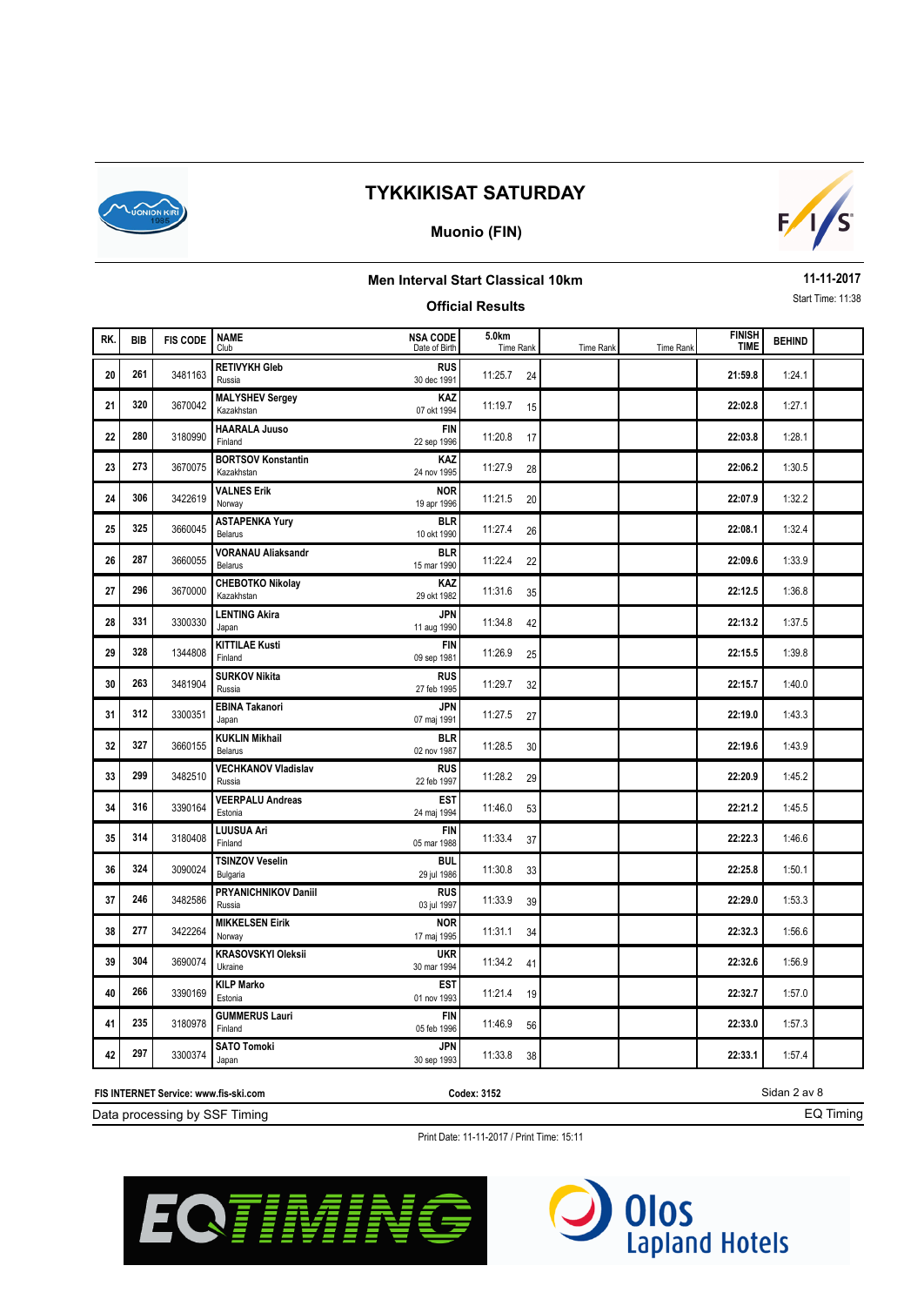# TYKKIKISAT SATURDAY

## Muonio (FIN)

### Men Interval Start Classical 10km

**Official Results**

11-11-2017
Start Time: 11:38

| RK. | BIB | FIS CODE | NAME<br>Club | NSA CODE<br>Date of Birth | 5.0km<br>Time Rank | Time Rank | Time Rank | FINISH TIME | BEHIND | |
|---|---|---|---|---|---|---|---|---|---|---|
| 20 | 261 | 3481163 | **RETIVYKH Gleb**<br>Russia | **RUS**<br>30 dec 1991 | 11:25.7 24 | | | **21:59.8** | 1:24.1 | |
| 21 | 320 | 3670042 | **MALYSHEV Sergey**<br>Kazakhstan | **KAZ**<br>07 okt 1994 | 11:19.7 15 | | | **22:02.8** | 1:27.1 | |
| 22 | 280 | 3180990 | **HAARALA Juuso**<br>Finland | **FIN**<br>22 sep 1996 | 11:20.8 17 | | | **22:03.8** | 1:28.1 | |
| 23 | 273 | 3670075 | **BORTSOV Konstantin**<br>Kazakhstan | **KAZ**<br>24 nov 1995 | 11:27.9 28 | | | **22:06.2** | 1:30.5 | |
| 24 | 306 | 3422619 | **VALNES Erik**<br>Norway | **NOR**<br>19 apr 1996 | 11:21.5 20 | | | **22:07.9** | 1:32.2 | |
| 25 | 325 | 3660045 | **ASTAPENKA Yury**<br>Belarus | **BLR**<br>10 okt 1990 | 11:27.4 26 | | | **22:08.1** | 1:32.4 | |
| 26 | 287 | 3660055 | **VORANAU Aliaksandr**<br>Belarus | **BLR**<br>15 mar 1990 | 11:22.4 22 | | | **22:09.6** | 1:33.9 | |
| 27 | 296 | 3670000 | **CHEBOTKO Nikolay**<br>Kazakhstan | **KAZ**<br>29 okt 1982 | 11:31.6 35 | | | **22:12.5** | 1:36.8 | |
| 28 | 331 | 3300330 | **LENTING Akira**<br>Japan | **JPN**<br>11 aug 1990 | 11:34.8 42 | | | **22:13.2** | 1:37.5 | |
| 29 | 328 | 1344808 | **KITTILAE Kusti**<br>Finland | **FIN**<br>09 sep 1981 | 11:26.9 25 | | | **22:15.5** | 1:39.8 | |
| 30 | 263 | 3481904 | **SURKOV Nikita**<br>Russia | **RUS**<br>27 feb 1995 | 11:29.7 32 | | | **22:15.7** | 1:40.0 | |
| 31 | 312 | 3300351 | **EBINA Takanori**<br>Japan | **JPN**<br>07 maj 1991 | 11:27.5 27 | | | **22:19.0** | 1:43.3 | |
| 32 | 327 | 3660155 | **KUKLIN Mikhail**<br>Belarus | **BLR**<br>02 nov 1987 | 11:28.5 30 | | | **22:19.6** | 1:43.9 | |
| 33 | 299 | 3482510 | **VECHKANOV Vladislav**<br>Russia | **RUS**<br>22 feb 1997 | 11:28.2 29 | | | **22:20.9** | 1:45.2 | |
| 34 | 316 | 3390164 | **VEERPALU Andreas**<br>Estonia | **EST**<br>24 maj 1994 | 11:46.0 53 | | | **22:21.2** | 1:45.5 | |
| 35 | 314 | 3180408 | **LUUSUA Ari**<br>Finland | **FIN**<br>05 mar 1988 | 11:33.4 37 | | | **22:22.3** | 1:46.6 | |
| 36 | 324 | 3090024 | **TSINZOV Veselin**<br>Bulgaria | **BUL**<br>29 jul 1986 | 11:30.8 33 | | | **22:25.8** | 1:50.1 | |
| 37 | 246 | 3482586 | **PRYANICHNIKOV Daniil**<br>Russia | **RUS**<br>03 jul 1997 | 11:33.9 39 | | | **22:29.0** | 1:53.3 | |
| 38 | 277 | 3422264 | **MIKKELSEN Eirik**<br>Norway | **NOR**<br>17 maj 1995 | 11:31.1 34 | | | **22:32.3** | 1:56.6 | |
| 39 | 304 | 3690074 | **KRASOVSKYI Oleksii**<br>Ukraine | **UKR**<br>30 mar 1994 | 11:34.2 41 | | | **22:32.6** | 1:56.9 | |
| 40 | 266 | 3390169 | **KILP Marko**<br>Estonia | **EST**<br>01 nov 1993 | 11:21.4 19 | | | **22:32.7** | 1:57.0 | |
| 41 | 235 | 3180978 | **GUMMERUS Lauri**<br>Finland | **FIN**<br>05 feb 1996 | 11:46.9 56 | | | **22:33.0** | 1:57.3 | |
| 42 | 297 | 3300374 | **SATO Tomoki**<br>Japan | **JPN**<br>30 sep 1993 | 11:33.8 38 | | | **22:33.1** | 1:57.4 | |

**FIS INTERNET Service: www.fis-ski.com** **Codex: 3152**

Data processing by SSF Timing EQ Timing

Print Date: 11-11-2017 / Print Time: 15:11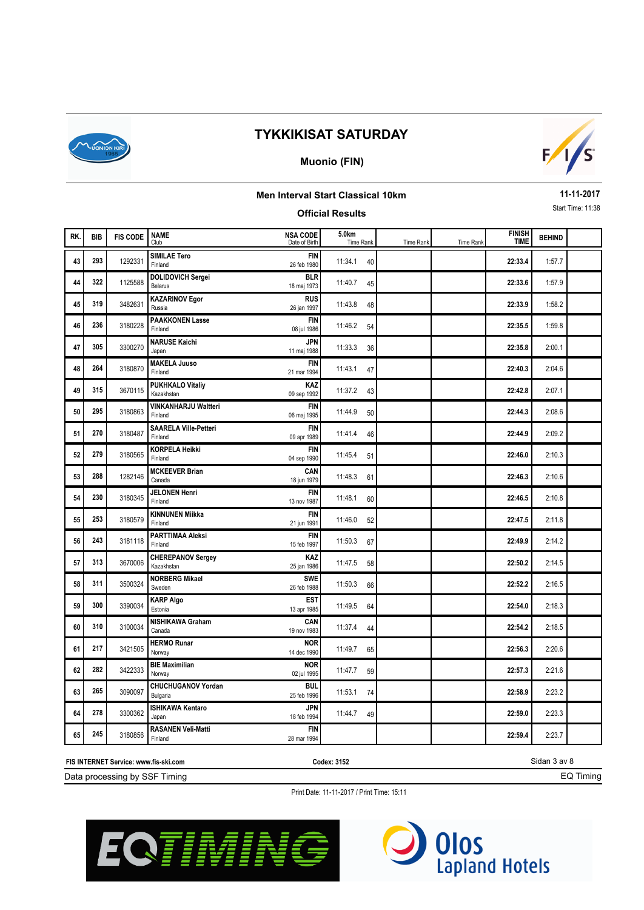# TYKKIKISAT SATURDAY

## Muonio (FIN)

### Men Interval Start Classical 10km

**Official Results**

11-11-2017

Start Time: 11:38

| RK. | BIB | FIS CODE | NAME<br>Club | NSA CODE<br>Date of Birth | 5.0km<br>Time Rank | Time Rank | Time Rank | FINISH TIME | BEHIND |
|---|---|---|---|---|---|---|---|---|---|
| 43 | 293 | 1292331 | **SIMILAE Tero**<br>Finland | **FIN**<br>26 feb 1980 | 11:34.1 40 | | | **22:33.4** | 1:57.7 |
| 44 | 322 | 1125588 | **DOLIDOVICH Sergei**<br>Belarus | **BLR**<br>18 maj 1973 | 11:40.7 45 | | | **22:33.6** | 1:57.9 |
| 45 | 319 | 3482631 | **KAZARINOV Egor**<br>Russia | **RUS**<br>26 jan 1997 | 11:43.8 48 | | | **22:33.9** | 1:58.2 |
| 46 | 236 | 3180228 | **PAAKKONEN Lasse**<br>Finland | **FIN**<br>08 jul 1986 | 11:46.2 54 | | | **22:35.5** | 1:59.8 |
| 47 | 305 | 3300270 | **NARUSE Kaichi**<br>Japan | **JPN**<br>11 maj 1988 | 11:33.3 36 | | | **22:35.8** | 2:00.1 |
| 48 | 264 | 3180870 | **MAKELA Juuso**<br>Finland | **FIN**<br>21 mar 1994 | 11:43.1 47 | | | **22:40.3** | 2:04.6 |
| 49 | 315 | 3670115 | **PUKHKALO Vitaliy**<br>Kazakhstan | **KAZ**<br>09 sep 1992 | 11:37.2 43 | | | **22:42.8** | 2:07.1 |
| 50 | 295 | 3180863 | **VINKANHARJU Waltteri**<br>Finland | **FIN**<br>06 maj 1995 | 11:44.9 50 | | | **22:44.3** | 2:08.6 |
| 51 | 270 | 3180487 | **SAARELA Ville-Petteri**<br>Finland | **FIN**<br>09 apr 1989 | 11:41.4 46 | | | **22:44.9** | 2:09.2 |
| 52 | 279 | 3180565 | **KORPELA Heikki**<br>Finland | **FIN**<br>04 sep 1990 | 11:45.4 51 | | | **22:46.0** | 2:10.3 |
| 53 | 288 | 1282146 | **MCKEEVER Brian**<br>Canada | **CAN**<br>18 jun 1979 | 11:48.3 61 | | | **22:46.3** | 2:10.6 |
| 54 | 230 | 3180345 | **JELONEN Henri**<br>Finland | **FIN**<br>13 nov 1987 | 11:48.1 60 | | | **22:46.5** | 2:10.8 |
| 55 | 253 | 3180579 | **KINNUNEN Miikka**<br>Finland | **FIN**<br>21 jun 1991 | 11:46.0 52 | | | **22:47.5** | 2:11.8 |
| 56 | 243 | 3181118 | **PARTTIMAA Aleksi**<br>Finland | **FIN**<br>15 feb 1997 | 11:50.3 67 | | | **22:49.9** | 2:14.2 |
| 57 | 313 | 3670006 | **CHEREPANOV Sergey**<br>Kazakhstan | **KAZ**<br>25 jan 1986 | 11:47.5 58 | | | **22:50.2** | 2:14.5 |
| 58 | 311 | 3500324 | **NORBERG Mikael**<br>Sweden | **SWE**<br>26 feb 1988 | 11:50.3 66 | | | **22:52.2** | 2:16.5 |
| 59 | 300 | 3390034 | **KARP Algo**<br>Estonia | **EST**<br>13 apr 1985 | 11:49.5 64 | | | **22:54.0** | 2:18.3 |
| 60 | 310 | 3100034 | **NISHIKAWA Graham**<br>Canada | **CAN**<br>19 nov 1983 | 11:37.4 44 | | | **22:54.2** | 2:18.5 |
| 61 | 217 | 3421505 | **HERMO Runar**<br>Norway | **NOR**<br>14 dec 1990 | 11:49.7 65 | | | **22:56.3** | 2:20.6 |
| 62 | 282 | 3422333 | **BIE Maximilian**<br>Norway | **NOR**<br>02 jul 1995 | 11:47.7 59 | | | **22:57.3** | 2:21.6 |
| 63 | 265 | 3090097 | **CHUCHUGANOV Yordan**<br>Bulgaria | **BUL**<br>25 feb 1996 | 11:53.1 74 | | | **22:58.9** | 2:23.2 |
| 64 | 278 | 3300362 | **ISHIKAWA Kentaro**<br>Japan | **JPN**<br>18 feb 1994 | 11:44.7 49 | | | **22:59.0** | 2:23.3 |
| 65 | 245 | 3180856 | **RASANEN Veli-Matti**<br>Finland | **FIN**<br>28 mar 1994 | | | | **22:59.4** | 2:23.7 |

FIS INTERNET Service: www.fis-ski.com

Codex: 3152

Data processing by SSF Timing

EQ Timing

Print Date: 11-11-2017 / Print Time: 15:11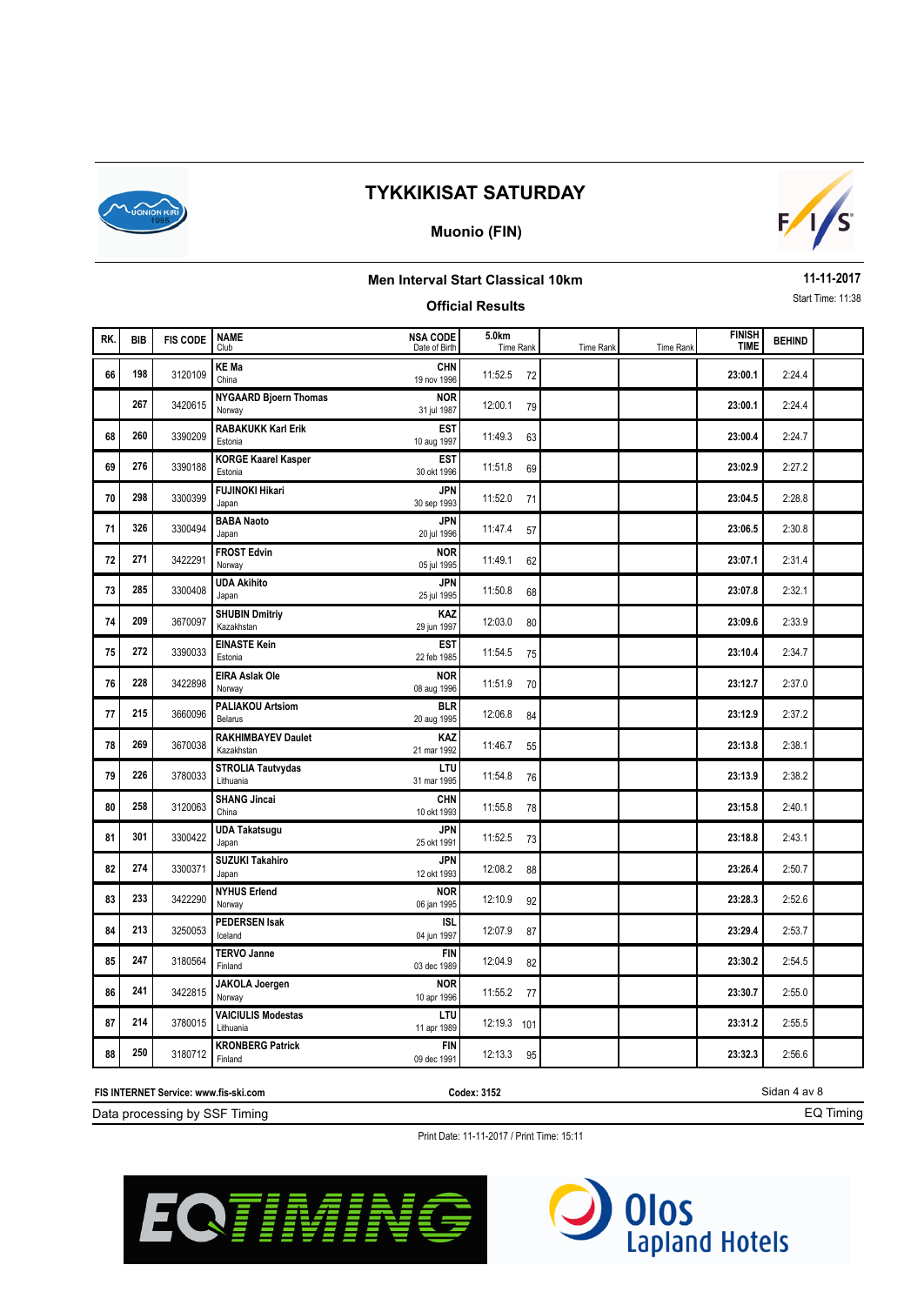# TYKKIKISAT SATURDAY

## Muonio (FIN)

### Men Interval Start Classical 10km

**Official Results**

11-11-2017
Start Time: 11:38

| RK. | BIB | FIS CODE | NAME / Club | NSA CODE / Date of Birth | 5.0km Time | Rank | Time Rank | Time Rank | FINISH TIME | BEHIND |
|---|---|---|---|---|---|---|---|---|---|---|
| 66 | 198 | 3120109 | **KE Ma** China | **CHN** 19 nov 1996 | 11:52.5 | 72 | | | **23:00.1** | 2:24.4 |
| | 267 | 3420615 | **NYGAARD Bjoern Thomas** Norway | **NOR** 31 jul 1987 | 12:00.1 | 79 | | | **23:00.1** | 2:24.4 |
| 68 | 260 | 3390209 | **RABAKUKK Karl Erik** Estonia | **EST** 10 aug 1997 | 11:49.3 | 63 | | | **23:00.4** | 2:24.7 |
| 69 | 276 | 3390188 | **KORGE Kaarel Kasper** Estonia | **EST** 30 okt 1996 | 11:51.8 | 69 | | | **23:02.9** | 2:27.2 |
| 70 | 298 | 3300399 | **FUJINOKI Hikari** Japan | **JPN** 30 sep 1993 | 11:52.0 | 71 | | | **23:04.5** | 2:28.8 |
| 71 | 326 | 3300494 | **BABA Naoto** Japan | **JPN** 20 jul 1996 | 11:47.4 | 57 | | | **23:06.5** | 2:30.8 |
| 72 | 271 | 3422291 | **FROST Edvin** Norway | **NOR** 05 jul 1995 | 11:49.1 | 62 | | | **23:07.1** | 2:31.4 |
| 73 | 285 | 3300408 | **UDA Akihito** Japan | **JPN** 25 jul 1995 | 11:50.8 | 68 | | | **23:07.8** | 2:32.1 |
| 74 | 209 | 3670097 | **SHUBIN Dmitriy** Kazakhstan | **KAZ** 29 jun 1997 | 12:03.0 | 80 | | | **23:09.6** | 2:33.9 |
| 75 | 272 | 3390033 | **EINASTE Kein** Estonia | **EST** 22 feb 1985 | 11:54.5 | 75 | | | **23:10.4** | 2:34.7 |
| 76 | 228 | 3422898 | **EIRA Aslak Ole** Norway | **NOR** 08 aug 1996 | 11:51.9 | 70 | | | **23:12.7** | 2:37.0 |
| 77 | 215 | 3660096 | **PALIAKOU Artsiom** Belarus | **BLR** 20 aug 1995 | 12:06.8 | 84 | | | **23:12.9** | 2:37.2 |
| 78 | 269 | 3670038 | **RAKHIMBAYEV Daulet** Kazakhstan | **KAZ** 21 mar 1992 | 11:46.7 | 55 | | | **23:13.8** | 2:38.1 |
| 79 | 226 | 3780033 | **STROLIA Tautvydas** Lithuania | **LTU** 31 mar 1995 | 11:54.8 | 76 | | | **23:13.9** | 2:38.2 |
| 80 | 258 | 3120063 | **SHANG Jincai** China | **CHN** 10 okt 1993 | 11:55.8 | 78 | | | **23:15.8** | 2:40.1 |
| 81 | 301 | 3300422 | **UDA Takatsugu** Japan | **JPN** 25 okt 1991 | 11:52.5 | 73 | | | **23:18.8** | 2:43.1 |
| 82 | 274 | 3300371 | **SUZUKI Takahiro** Japan | **JPN** 12 okt 1993 | 12:08.2 | 88 | | | **23:26.4** | 2:50.7 |
| 83 | 233 | 3422290 | **NYHUS Erlend** Norway | **NOR** 06 jan 1995 | 12:10.9 | 92 | | | **23:28.3** | 2:52.6 |
| 84 | 213 | 3250053 | **PEDERSEN Isak** Iceland | **ISL** 04 jun 1997 | 12:07.9 | 87 | | | **23:29.4** | 2:53.7 |
| 85 | 247 | 3180564 | **TERVO Janne** Finland | **FIN** 03 dec 1989 | 12:04.9 | 82 | | | **23:30.2** | 2:54.5 |
| 86 | 241 | 3422815 | **JAKOLA Joergen** Norway | **NOR** 10 apr 1996 | 11:55.2 | 77 | | | **23:30.7** | 2:55.0 |
| 87 | 214 | 3780015 | **VAICIULIS Modestas** Lithuania | **LTU** 11 apr 1989 | 12:19.3 | 101 | | | **23:31.2** | 2:55.5 |
| 88 | 250 | 3180712 | **KRONBERG Patrick** Finland | **FIN** 09 dec 1991 | 12:13.3 | 95 | | | **23:32.3** | 2:56.6 |

**FIS INTERNET Service: www.fis-ski.com** **Codex: 3152**

Data processing by SSF Timing EQ Timing

Print Date: 11-11-2017 / Print Time: 15:11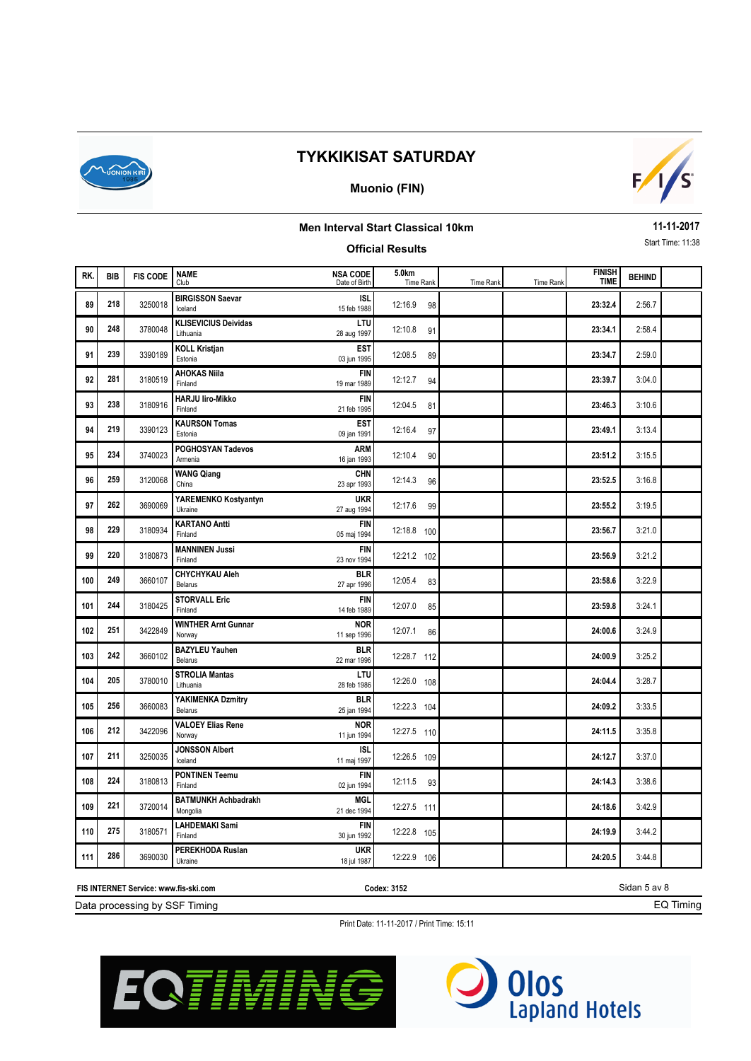# TYKKIKISAT SATURDAY

## Muonio (FIN)

### Men Interval Start Classical 10km

**Official Results**

11-11-2017

Start Time: 11:38

| RK. | BIB | FIS CODE | NAME Club | NSA CODE Date of Birth | 5.0km Time Rank | Time Rank | Time Rank | FINISH TIME | BEHIND |
|---|---|---|---|---|---|---|---|---|---|
| 89 | 218 | 3250018 | **BIRGISSON Saevar** Iceland | **ISL** 15 feb 1988 | 12:16.9 98 | | | **23:32.4** | 2:56.7 |
| 90 | 248 | 3780048 | **KLISEVICIUS Deividas** Lithuania | **LTU** 28 aug 1997 | 12:10.8 91 | | | **23:34.1** | 2:58.4 |
| 91 | 239 | 3390189 | **KOLL Kristjan** Estonia | **EST** 03 jun 1995 | 12:08.5 89 | | | **23:34.7** | 2:59.0 |
| 92 | 281 | 3180519 | **AHOKAS Niila** Finland | **FIN** 19 mar 1989 | 12:12.7 94 | | | **23:39.7** | 3:04.0 |
| 93 | 238 | 3180916 | **HARJU Iiro-Mikko** Finland | **FIN** 21 feb 1995 | 12:04.5 81 | | | **23:46.3** | 3:10.6 |
| 94 | 219 | 3390123 | **KAURSON Tomas** Estonia | **EST** 09 jan 1991 | 12:16.4 97 | | | **23:49.1** | 3:13.4 |
| 95 | 234 | 3740023 | **POGHOSYAN Tadevos** Armenia | **ARM** 16 jan 1993 | 12:10.4 90 | | | **23:51.2** | 3:15.5 |
| 96 | 259 | 3120068 | **WANG Qiang** China | **CHN** 23 apr 1993 | 12:14.3 96 | | | **23:52.5** | 3:16.8 |
| 97 | 262 | 3690069 | **YAREMENKO Kostyantyn** Ukraine | **UKR** 27 aug 1994 | 12:17.6 99 | | | **23:55.2** | 3:19.5 |
| 98 | 229 | 3180934 | **KARTANO Antti** Finland | **FIN** 05 maj 1994 | 12:18.8 100 | | | **23:56.7** | 3:21.0 |
| 99 | 220 | 3180873 | **MANNINEN Jussi** Finland | **FIN** 23 nov 1994 | 12:21.2 102 | | | **23:56.9** | 3:21.2 |
| 100 | 249 | 3660107 | **CHYCHYKAU Aleh** Belarus | **BLR** 27 apr 1996 | 12:05.4 83 | | | **23:58.6** | 3:22.9 |
| 101 | 244 | 3180425 | **STORVALL Eric** Finland | **FIN** 14 feb 1989 | 12:07.0 85 | | | **23:59.8** | 3:24.1 |
| 102 | 251 | 3422849 | **WINTHER Arnt Gunnar** Norway | **NOR** 11 sep 1996 | 12:07.1 86 | | | **24:00.6** | 3:24.9 |
| 103 | 242 | 3660102 | **BAZYLEU Yauhen** Belarus | **BLR** 22 mar 1996 | 12:28.7 112 | | | **24:00.9** | 3:25.2 |
| 104 | 205 | 3780010 | **STROLIA Mantas** Lithuania | **LTU** 28 feb 1986 | 12:26.0 108 | | | **24:04.4** | 3:28.7 |
| 105 | 256 | 3660083 | **YAKIMENKA Dzmitry** Belarus | **BLR** 25 jan 1994 | 12:22.3 104 | | | **24:09.2** | 3:33.5 |
| 106 | 212 | 3422096 | **VALOEY Elias Rene** Norway | **NOR** 11 jun 1994 | 12:27.5 110 | | | **24:11.5** | 3:35.8 |
| 107 | 211 | 3250035 | **JONSSON Albert** Iceland | **ISL** 11 maj 1997 | 12:26.5 109 | | | **24:12.7** | 3:37.0 |
| 108 | 224 | 3180813 | **PONTINEN Teemu** Finland | **FIN** 02 jun 1994 | 12:11.5 93 | | | **24:14.3** | 3:38.6 |
| 109 | 221 | 3720014 | **BATMUNKH Achbadrakh** Mongolia | **MGL** 21 dec 1994 | 12:27.5 111 | | | **24:18.6** | 3:42.9 |
| 110 | 275 | 3180571 | **LAHDEMAKI Sami** Finland | **FIN** 30 jun 1992 | 12:22.8 105 | | | **24:19.9** | 3:44.2 |
| 111 | 286 | 3690030 | **PEREKHODA Ruslan** Ukraine | **UKR** 18 jul 1987 | 12:22.9 106 | | | **24:20.5** | 3:44.8 |

**FIS INTERNET Service: www.fis-ski.com** **Codex: 3152**

Data processing by SSF Timing — EQ Timing

Print Date: 11-11-2017 / Print Time: 15:11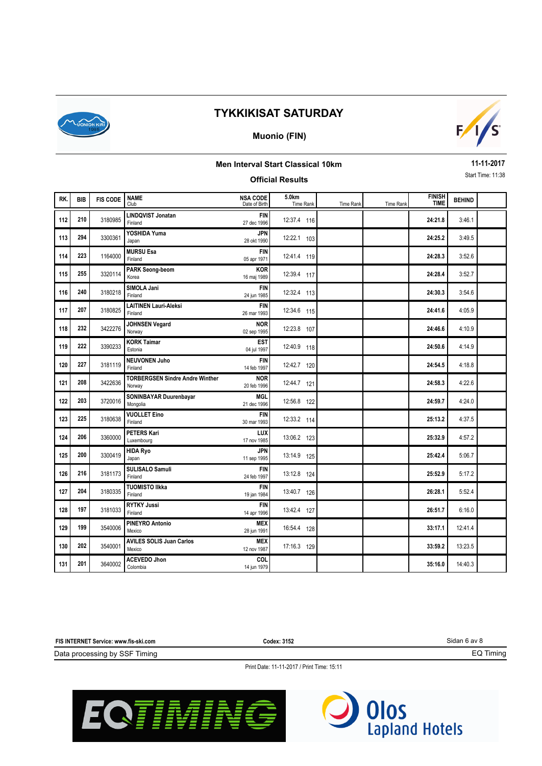# TYKKIKISAT SATURDAY

## Muonio (FIN)

### Men Interval Start Classical 10km

**11-11-2017**

Start Time: 11:38

### Official Results

| RK. | BIB | FIS CODE | NAME<br>Club | NSA CODE<br>Date of Birth | 5.0km<br>Time Rank | Time Rank | Time Rank | FINISH TIME | BEHIND | |
|---|---|---|---|---|---|---|---|---|---|---|
| 112 | 210 | 3180985 | **LINDQVIST Jonatan**<br>Finland | **FIN**<br>27 dec 1996 | 12:37.4 116 | | | **24:21.8** | 3:46.1 | |
| 113 | 294 | 3300361 | **YOSHIDA Yuma**<br>Japan | **JPN**<br>28 okt 1990 | 12:22.1 103 | | | **24:25.2** | 3:49.5 | |
| 114 | 223 | 1164000 | **MURSU Esa**<br>Finland | **FIN**<br>05 apr 1971 | 12:41.4 119 | | | **24:28.3** | 3:52.6 | |
| 115 | 255 | 3320114 | **PARK Seong-beom**<br>Korea | **KOR**<br>16 maj 1989 | 12:39.4 117 | | | **24:28.4** | 3:52.7 | |
| 116 | 240 | 3180218 | **SIMOLA Jani**<br>Finland | **FIN**<br>24 jun 1985 | 12:32.4 113 | | | **24:30.3** | 3:54.6 | |
| 117 | 207 | 3180825 | **LAITINEN Lauri-Aleksi**<br>Finland | **FIN**<br>26 mar 1993 | 12:34.6 115 | | | **24:41.6** | 4:05.9 | |
| 118 | 232 | 3422276 | **JOHNSEN Vegard**<br>Norway | **NOR**<br>02 sep 1995 | 12:23.8 107 | | | **24:46.6** | 4:10.9 | |
| 119 | 222 | 3390233 | **KORK Taimar**<br>Estonia | **EST**<br>04 jul 1997 | 12:40.9 118 | | | **24:50.6** | 4:14.9 | |
| 120 | 227 | 3181119 | **NEUVONEN Juho**<br>Finland | **FIN**<br>14 feb 1997 | 12:42.7 120 | | | **24:54.5** | 4:18.8 | |
| 121 | 208 | 3422636 | **TORBERGSEN Sindre Andre Winther**<br>Norway | **NOR**<br>20 feb 1996 | 12:44.7 121 | | | **24:58.3** | 4:22.6 | |
| 122 | 203 | 3720016 | **SONINBAYAR Duurenbayar**<br>Mongolia | **MGL**<br>21 dec 1996 | 12:56.8 122 | | | **24:59.7** | 4:24.0 | |
| 123 | 225 | 3180638 | **VUOLLET Eino**<br>Finland | **FIN**<br>30 mar 1993 | 12:33.2 114 | | | **25:13.2** | 4:37.5 | |
| 124 | 206 | 3360000 | **PETERS Kari**<br>Luxembourg | **LUX**<br>17 nov 1985 | 13:06.2 123 | | | **25:32.9** | 4:57.2 | |
| 125 | 200 | 3300419 | **HIDA Ryo**<br>Japan | **JPN**<br>11 sep 1995 | 13:14.9 125 | | | **25:42.4** | 5:06.7 | |
| 126 | 216 | 3181173 | **SULISALO Samuli**<br>Finland | **FIN**<br>24 feb 1997 | 13:12.8 124 | | | **25:52.9** | 5:17.2 | |
| 127 | 204 | 3180335 | **TUOMISTO Ilkka**<br>Finland | **FIN**<br>19 jan 1984 | 13:40.7 126 | | | **26:28.1** | 5:52.4 | |
| 128 | 197 | 3181033 | **RYTKY Jussi**<br>Finland | **FIN**<br>14 apr 1996 | 13:42.4 127 | | | **26:51.7** | 6:16.0 | |
| 129 | 199 | 3540006 | **PINEYRO Antonio**<br>Mexico | **MEX**<br>28 jun 1991 | 16:54.4 128 | | | **33:17.1** | 12:41.4 | |
| 130 | 202 | 3540001 | **AVILES SOLIS Juan Carlos**<br>Mexico | **MEX**<br>12 nov 1987 | 17:16.3 129 | | | **33:59.2** | 13:23.5 | |
| 131 | 201 | 3640002 | **ACEVEDO Jhon**<br>Colombia | **COL**<br>14 jun 1979 | | | | **35:16.0** | 14:40.3 | |

**FIS INTERNET Service: www.fis-ski.com** **Codex: 3152**

Data processing by SSF Timing — EQ Timing

Print Date: 11-11-2017 / Print Time: 15:11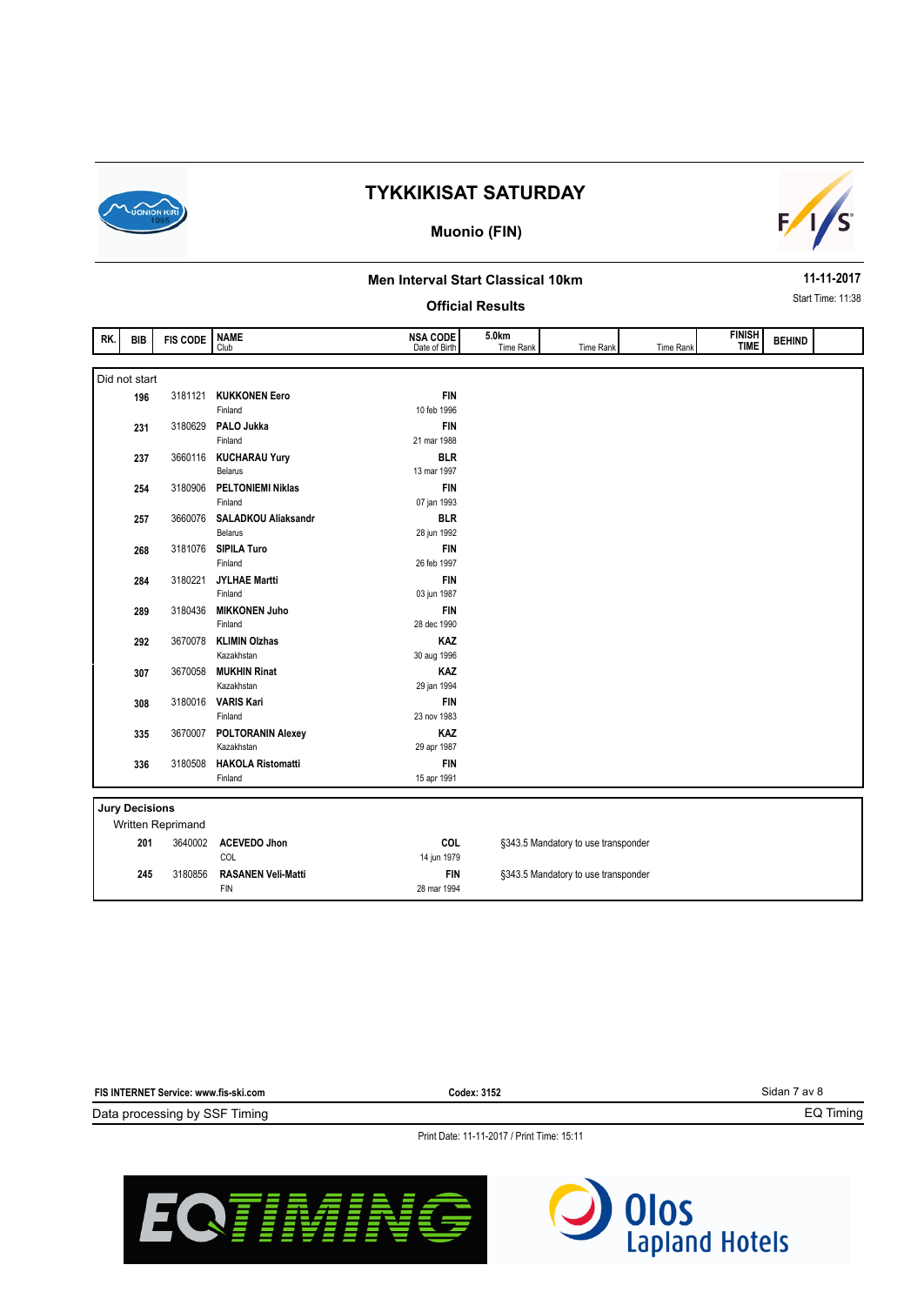# TYKKIKISAT SATURDAY

## Muonio (FIN)

### Men Interval Start Classical 10km

### Official Results

11-11-2017

Start Time: 11:38

| RK. | BIB | FIS CODE | NAME<br>Club | NSA CODE<br>Date of Birth | 5.0km<br>Time Rank | Time Rank | Time Rank | FINISH TIME | BEHIND |
|---|---|---|---|---|---|---|---|---|---|
| **Did not start** | | | | | | | | | |
| | 196 | 3181121 | **KUKKONEN Eero**<br>Finland | **FIN**<br>10 feb 1996 | | | | | |
| | 231 | 3180629 | **PALO Jukka**<br>Finland | **FIN**<br>21 mar 1988 | | | | | |
| | 237 | 3660116 | **KUCHARAU Yury**<br>Belarus | **BLR**<br>13 mar 1997 | | | | | |
| | 254 | 3180906 | **PELTONIEMI Niklas**<br>Finland | **FIN**<br>07 jan 1993 | | | | | |
| | 257 | 3660076 | **SALADKOU Aliaksandr**<br>Belarus | **BLR**<br>28 jun 1992 | | | | | |
| | 268 | 3181076 | **SIPILA Turo**<br>Finland | **FIN**<br>26 feb 1997 | | | | | |
| | 284 | 3180221 | **JYLHAE Martti**<br>Finland | **FIN**<br>03 jun 1987 | | | | | |
| | 289 | 3180436 | **MIKKONEN Juho**<br>Finland | **FIN**<br>28 dec 1990 | | | | | |
| | 292 | 3670078 | **KLIMIN Olzhas**<br>Kazakhstan | **KAZ**<br>30 aug 1996 | | | | | |
| | 307 | 3670058 | **MUKHIN Rinat**<br>Kazakhstan | **KAZ**<br>29 jan 1994 | | | | | |
| | 308 | 3180016 | **VARIS Kari**<br>Finland | **FIN**<br>23 nov 1983 | | | | | |
| | 335 | 3670007 | **POLTORANIN Alexey**<br>Kazakhstan | **KAZ**<br>29 apr 1987 | | | | | |
| | 336 | 3180508 | **HAKOLA Ristomatti**<br>Finland | **FIN**<br>15 apr 1991 | | | | | |

**Jury Decisions**

Written Reprimand

| BIB | FIS CODE | NAME<br>Club | NSA CODE<br>Date of Birth | Decision |
|---|---|---|---|---|
| 201 | 3640002 | **ACEVEDO Jhon**<br>COL | **COL**<br>14 jun 1979 | §343.5 Mandatory to use transponder |
| 245 | 3180856 | **RASANEN Veli-Matti**<br>FIN | **FIN**<br>28 mar 1994 | §343.5 Mandatory to use transponder |

**FIS INTERNET Service: www.fis-ski.com** **Codex: 3152**

Data processing by SSF Timing EQ Timing

Print Date: 11-11-2017 / Print Time: 15:11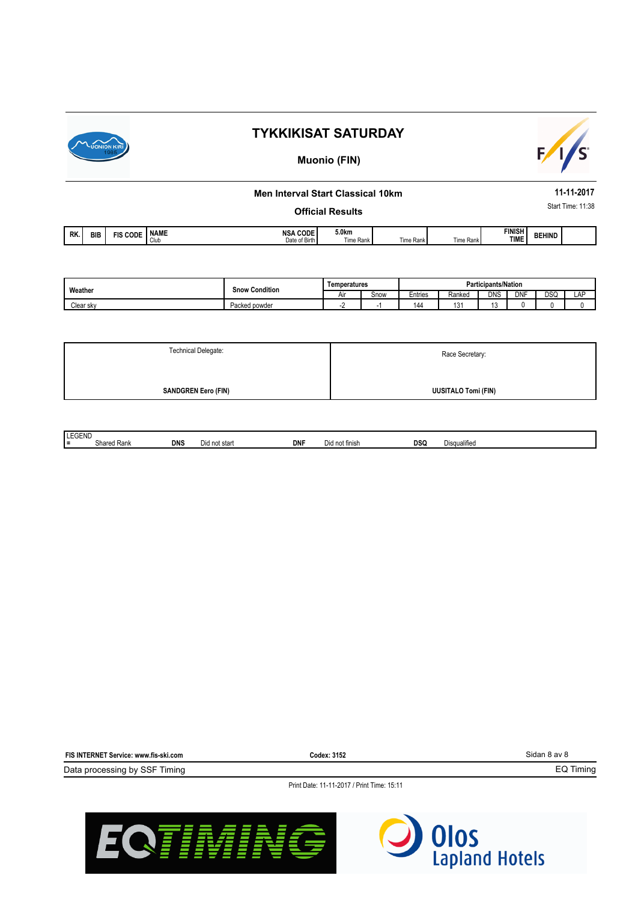# TYKKIKISAT SATURDAY

## Muonio (FIN)

**Men Interval Start Classical 10km**

**11-11-2017**

**Official Results**

Start Time: 11:38

| RK. | BIB | FIS CODE | NAME / Club | NSA CODE / Date of Birth | 5.0km Time Rank | Time Rank | Time Rank | FINISH TIME | BEHIND | |
|---|---|---|---|---|---|---|---|---|---|---|

| Weather | Snow Condition | Temperatures | | Participants/Nation | | | | | |
|---|---|---|---|---|---|---|---|---|---|
| | | Air | Snow | Entries | Ranked | DNS | DNF | DSQ | LAP |
| Clear sky | Packed powder | -2 | -1 | 144 | 131 | 13 | 0 | 0 | 0 |

| Technical Delegate: | Race Secretary: |
|---|---|
| **SANDGREN Eero (FIN)** | **UUSITALO Tomi (FIN)** |

LEGEND

| = | Shared Rank | DNS | Did not start | DNF | Did not finish | DSQ | Disqualified |
|---|---|---|---|---|---|---|---|

**FIS INTERNET Service: www.fis-ski.com** **Codex: 3152**

Data processing by SSF Timing — EQ Timing

Print Date: 11-11-2017 / Print Time: 15:11